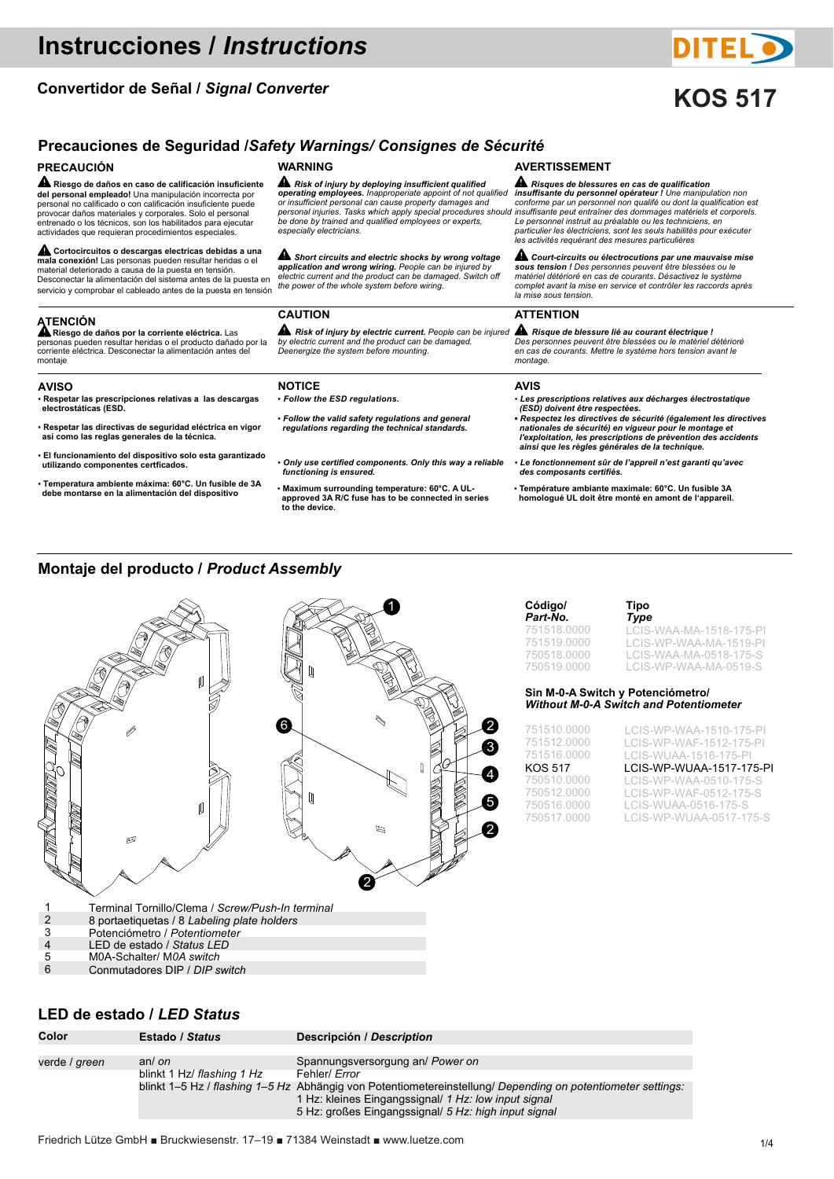# Instrucciones / *Instructions*

DITEL

## Convertidor de Señal / *Signal Converter*

# KOS 517

## Precauciones de Seguridad /*Safety Warnings/ Consignes de Sécurité*

### PRECAUCIÓN

**Riesgo de daños en caso de calificación insuficiente del personal empleado!** Una manipulación incorrecta por personal no calificado o con calificación insuficiente puede provocar daños materiales y corporales. Solo el personal entrenado o los técnicos, son los habilitados para ejecutar actividades que requieran procedimientos especiales.

**Cortocircuitos o descargas electricas debidas a una mala conexión!** Las personas pueden resultar heridas o el material deteriorado a causa de la puesta en tensión. Desconectar la alimentación del sistema antes de la puesta en servicio y comprobar el cableado antes de la puesta en tensión

### WARNING

***Risk of injury by deploying insufficient qualified operating employees.*** *Inappropriate appoint of not qualified or insufficient personal can cause property damages and personal injuries. Tasks which apply special procedures should be done by trained and qualified employees or experts, especially electricians.*

***Short circuits and electric shocks by wrong voltage application and wrong wiring.*** *People can be injured by electric current and the product can be damaged. Switch off the power of the whole system before wiring.*

### AVERTISSEMENT

***Risques de blessures en cas de qualification insuffisante du personnel opérateur !*** *Une manipulation non conforme par un personnel non qualifié ou dont la qualification est insuffisante peut entraîner des dommages matériels et corporels. Le personnel instruit au préalable ou les techniciens, en particulier les électriciens, sont les seuls habilités pour exécuter les activités requérant des mesures particulières*

***Court-circuits ou électrocutions par une mauvaise mise sous tension !*** *Des personnes peuvent être blessées ou le matériel détérioré en cas de courants. Désactivez le système complet avant la mise en service et contrôler les raccords après la mise sous tension.*

### ATENCIÓN

**Riesgo de daños por la corriente eléctrica.** Las personas pueden resultar heridas o el producto dañado por la corriente eléctrica. Desconectar la alimentación antes del montaje

### CAUTION

***Risk of injury by electric current.*** *People can be injured by electric current and the product can be damaged. Deenergize the system before mounting.*

### ATTENTION

***Risque de blessure lié au courant électrique !*** *Des personnes peuvent être blessées ou le matériel détérioré en cas de courants. Mettre le système hors tension avant le montage.*

### AVISO

- **Respetar las prescripciones relativas a las descargas electrostáticas (ESD.**
- **Respetar las directivas de seguridad eléctrica en vigor así como las reglas generales de la técnica.**
- **El funcionamiento del dispositivo solo esta garantizado utilizando componentes certficados.**
- **Temperatura ambiente máxima: 60°C. Un fusible de 3A debe montarse en la alimentación del dispositivo**

### NOTICE

- ***Follow the ESD regulations.***
- ***Follow the valid safety regulations and general regulations regarding the technical standards.***
- ***Only use certified components. Only this way a reliable functioning is ensured.***
- **Maximum surrounding temperature: 60°C. A UL-approved 3A R/C fuse has to be connected in series to the device.**

### AVIS

- ***Les prescriptions relatives aux décharges électrostatique (ESD) doivent être respectées.***
- ***Respectez les directives de sécurité (également les directives nationales de sécurité) en vigueur pour le montage et l'exploitation, les prescriptions de prévention des accidents ainsi que les règles générales de la technique.***
- ***Le fonctionnement sûr de l'appreil n'est garanti qu'avec des composants certifiés.***
- **Température ambiante maximale: 60°C. Un fusible 3A homologué UL doit être monté en amont de l'appareil.**

## Montaje del producto / *Product Assembly*

| Código/ *Part-No.* | Tipo *Type* |
|---|---|
| 751518.0000 | LCIS-WAA-MA-1518-175-PI |
| 751519.0000 | LCIS-WP-WAA-MA-1519-PI |
| 750518.0000 | LCIS-WAA-MA-0518-175-S |
| 750519.0000 | LCIS-WP-WAA-MA-0519-S |

**Sin M-0-A Switch y Potenciómetro/ *Without M-0-A Switch and Potentiometer***

| | |
|---|---|
| 751510.0000 | LCIS-WP-WAA-1510-175-PI |
| 751512.0000 | LCIS-WP-WAF-1512-175-PI |
| 751516.0000 | LCIS-WUAA-1516-175-PI |
| KOS 517 | LCIS-WP-WUAA-1517-175-PI |
| 750510.0000 | LCIS-WP-WAA-0510-175-S |
| 750512.0000 | LCIS-WP-WAF-0512-175-S |
| 750516.0000 | LCIS-WUAA-0516-175-S |
| 750517.0000 | LCIS-WP-WUAA-0517-175-S |

| | |
|---|---|
| 1 | Terminal Tornillo/Clema / *Screw/Push-In terminal* |
| 2 | 8 portaetiquetas / 8 *Labeling plate holders* |
| 3 | Potenciómetro / *Potentiometer* |
| 4 | LED de estado / *Status LED* |
| 5 | M0A-Schalter/ *M0A switch* |
| 6 | Conmutadores DIP / *DIP switch* |

## LED de estado / *LED Status*

| Color | Estado / *Status* | Descripción / *Description* |
|---|---|---|
| verde / *green* | an/ *on* | Spannungsversorgung an/ *Power on* |
| | blinkt 1 Hz/ *flashing 1 Hz* | Fehler/ *Error* |
| | blinkt 1–5 Hz / *flashing 1–5 Hz* | Abhängig von Potentiometereinstellung/ *Depending on potentiometer settings:* 1 Hz: kleines Eingangssignal/ *1 Hz: low input signal* 5 Hz: großes Eingangssignal/ *5 Hz: high input signal* |

Friedrich Lütze GmbH ■ Bruckwiesenstr. 17–19 ■ 71384 Weinstadt ■ www.luetze.com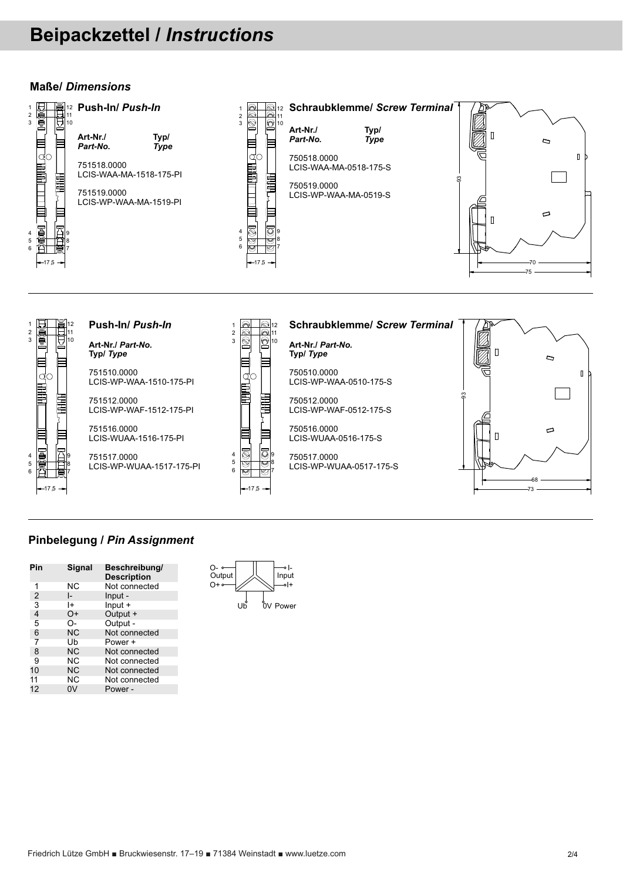# Beipackzettel / *Instructions*

## Maße/ *Dimensions*

### Push-In/ *Push-In*

| **Art-Nr./** *Part-No.* | **Typ/** *Type* |
|---|---|
| 751518.0000 | LCIS-WAA-MA-1518-175-PI |
| 751519.0000 | LCIS-WP-WAA-MA-1519-PI |

### Schraubklemme/ *Screw Terminal*

| **Art-Nr./** *Part-No.* | **Typ/** *Type* |
|---|---|
| 750518.0000 | LCIS-WAA-MA-0518-175-S |
| 750519.0000 | LCIS-WP-WAA-MA-0519-S |

17,5 — 93 — 70 — 75

### Push-In/ *Push-In*

**Art-Nr./** *Part-No.*
**Typ/** *Type*

751510.0000
LCIS-WP-WAA-1510-175-PI

751512.0000
LCIS-WP-WAF-1512-175-PI

751516.0000
LCIS-WUAA-1516-175-PI

751517.0000
LCIS-WP-WUAA-1517-175-PI

### Schraubklemme/ *Screw Terminal*

**Art-Nr./** *Part-No.*
**Typ/** *Type*

750510.0000
LCIS-WP-WAA-0510-175-S

750512.0000
LCIS-WP-WAF-0512-175-S

750516.0000
LCIS-WUAA-0516-175-S

750517.0000
LCIS-WP-WUAA-0517-175-S

17,5 — 93 — 68 — 73

## Pinbelegung / *Pin Assignment*

| Pin | Signal | Beschreibung/ **Description** |
|---|---|---|
| 1 | NC | Not connected |
| 2 | I- | Input - |
| 3 | I+ | Input + |
| 4 | O+ | Output + |
| 5 | O- | Output - |
| 6 | NC | Not connected |
| 7 | Ub | Power + |
| 8 | NC | Not connected |
| 9 | NC | Not connected |
| 10 | NC | Not connected |
| 11 | NC | Not connected |
| 12 | 0V | Power - |

O- Output O+ — I- Input I+ — Ub 0V Power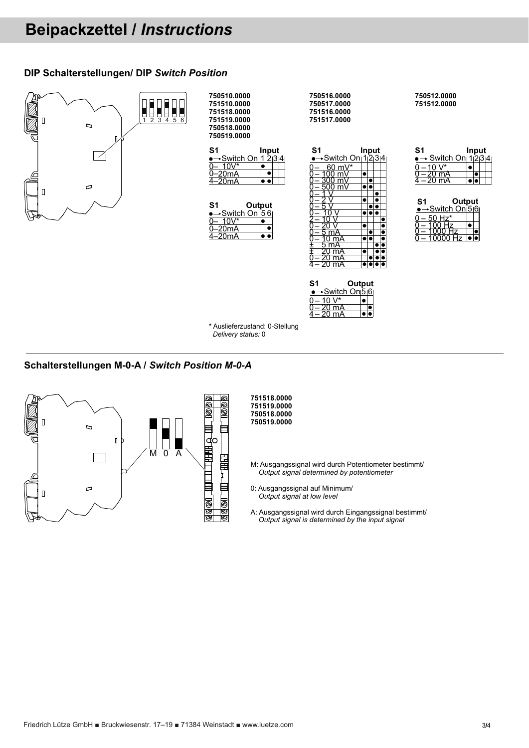# Beipackzettel / *Instructions*

## DIP Schalterstellungen/ DIP *Switch Position*

**750510.0000**
**751510.0000**
**751518.0000**
**751519.0000**
**750518.0000**
**750519.0000**

| S1 ●→Switch On | Input 1 | 2 | 3 | 4 |
|---|---|---|---|---|
| 0– 10V* | ● | | | |
| 0–20mA | | ● | | |
| 4–20mA | ● | ● | | |

| S1 ●→Switch On | Output 5 | 6 |
|---|---|---|
| 0– 10V* | ● | |
| 0–20mA | | ● |
| 4–20mA | ● | ● |

**750516.0000**
**750517.0000**
**751516.0000**
**751517.0000**

| S1 ●→Switch On | Input 1 | 2 | 3 | 4 |
|---|---|---|---|---|
| 0– 60 mV* | | | | |
| 0 – 100 mV | ● | | | |
| 0 – 300 mV | | ● | | |
| 0 – 500 mV | ● | ● | | |
| 0 – 1 V | | | ● | |
| 0 – 2 V | ● | | ● | |
| 0 – 5 V | | ● | ● | |
| 0 – 10 V | ● | ● | ● | |
| 2 – 10 V | | | | ● |
| 0 – 20 V | ● | | | ● |
| 0 – 5 mA | | ● | | ● |
| 0 – 10 mA | ● | ● | | ● |
| ± 5 mA | | | ● | ● |
| ± 20 mA | ● | | ● | ● |
| 0 – 20 mA | | ● | ● | ● |
| 4 – 20 mA | ● | ● | ● | ● |

| S1 ●→Switch On | Output 5 | 6 |
|---|---|---|
| 0 – 10 V* | ● | |
| 0 – 20 mA | | ● |
| 4 – 20 mA | ● | ● |

**750512.0000**
**751512.0000**

| S1 ●→ Switch On | Input 1 | 2 | 3 | 4 |
|---|---|---|---|---|
| 0 – 10 V* | ● | | | |
| 0 – 20 mA | | ● | | |
| 4 – 20 mA | ● | ● | | |

| S1 ●→Switch On | Output 5 | 6 |
|---|---|---|
| 0 – 50 Hz* | | |
| 0 – 100 Hz | ● | |
| 0 – 1000 Hz | | ● |
| 0 – 10000 Hz | ● | ● |

\* Auslieferzustand: 0-Stellung
*Delivery status:* 0

---

## Schalterstellungen M-0-A / *Switch Position M-0-A*

**751518.0000**
**751519.0000**
**750518.0000**
**750519.0000**

M: Ausgangssignal wird durch Potentiometer bestimmt/
*Output signal determined by potentiometer*

0: Ausgangssignal auf Minimum/
*Output signal at low level*

A: Ausgangssignal wird durch Eingangssignal bestimmt/
*Output signal is determined by the input signal*

Friedrich Lütze GmbH ■ Bruckwiesenstr. 17–19 ■ 71384 Weinstadt ■ www.luetze.com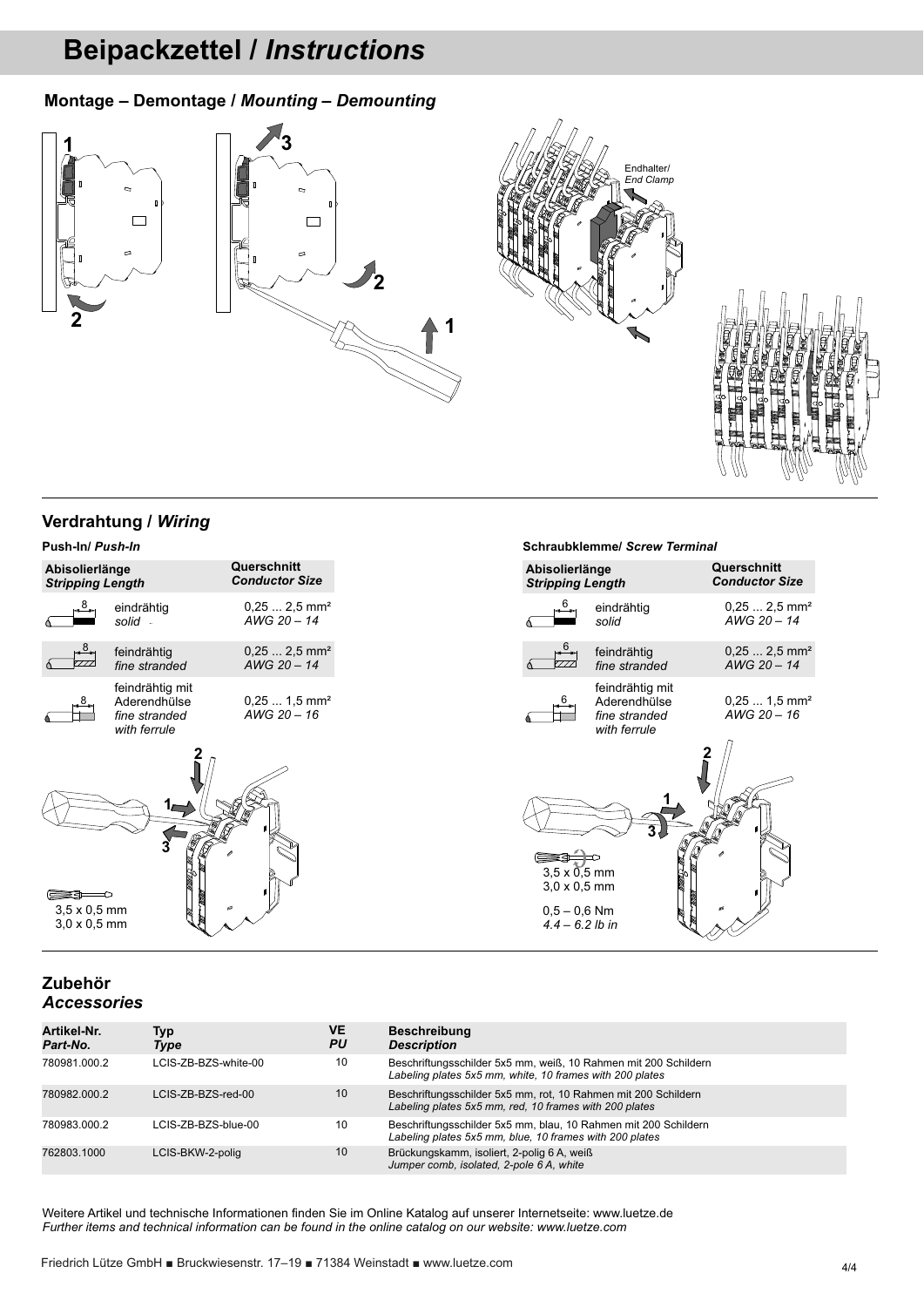# Beipackzettel / *Instructions*

## Montage – Demontage / *Mounting – Demounting*

Endhalter/
*End Clamp*

## Verdrahtung / *Wiring*

### Push-In/ *Push-In*

| Abisolierlänge *Stripping Length* | | Querschnitt *Conductor Size* |
|---|---|---|
| 8 | eindrähtig *solid* | 0,25 ... 2,5 mm² *AWG 20 – 14* |
| 8 | feindrähtig *fine stranded* | 0,25 ... 2,5 mm² *AWG 20 – 14* |
| 8 | feindrähtig mit Aderendhülse *fine stranded with ferrule* | 0,25 ... 1,5 mm² *AWG 20 – 16* |

3,5 x 0,5 mm
3,0 x 0,5 mm

### Schraubklemme/ *Screw Terminal*

| Abisolierlänge *Stripping Length* | | Querschnitt *Conductor Size* |
|---|---|---|
| 6 | eindrähtig *solid* | 0,25 ... 2,5 mm² *AWG 20 – 14* |
| 6 | feindrähtig *fine stranded* | 0,25 ... 2,5 mm² *AWG 20 – 14* |
| 6 | feindrähtig mit Aderendhülse *fine stranded with ferrule* | 0,25 ... 1,5 mm² *AWG 20 – 16* |

3,5 x 0,5 mm
3,0 x 0,5 mm

0,5 – 0,6 Nm
*4.4 – 6.2 lb in*

## Zubehör
## *Accessories*

| Artikel-Nr. *Part-No.* | Typ *Type* | VE *PU* | Beschreibung *Description* |
|---|---|---|---|
| 780981.000.2 | LCIS-ZB-BZS-white-00 | 10 | Beschriftungsschilder 5x5 mm, weiß, 10 Rahmen mit 200 Schildern *Labeling plates 5x5 mm, white, 10 frames with 200 plates* |
| 780982.000.2 | LCIS-ZB-BZS-red-00 | 10 | Beschriftungsschilder 5x5 mm, rot, 10 Rahmen mit 200 Schildern *Labeling plates 5x5 mm, red, 10 frames with 200 plates* |
| 780983.000.2 | LCIS-ZB-BZS-blue-00 | 10 | Beschriftungsschilder 5x5 mm, blau, 10 Rahmen mit 200 Schildern *Labeling plates 5x5 mm, blue, 10 frames with 200 plates* |
| 762803.1000 | LCIS-BKW-2-polig | 10 | Brückungskamm, isoliert, 2-polig 6 A, weiß *Jumper comb, isolated, 2-pole 6 A, white* |

Weitere Artikel und technische Informationen finden Sie im Online Katalog auf unserer Internetseite: www.luetze.de
*Further items and technical information can be found in the online catalog on our website: www.luetze.com*

Friedrich Lütze GmbH ■ Bruckwiesenstr. 17–19 ■ 71384 Weinstadt ■ www.luetze.com